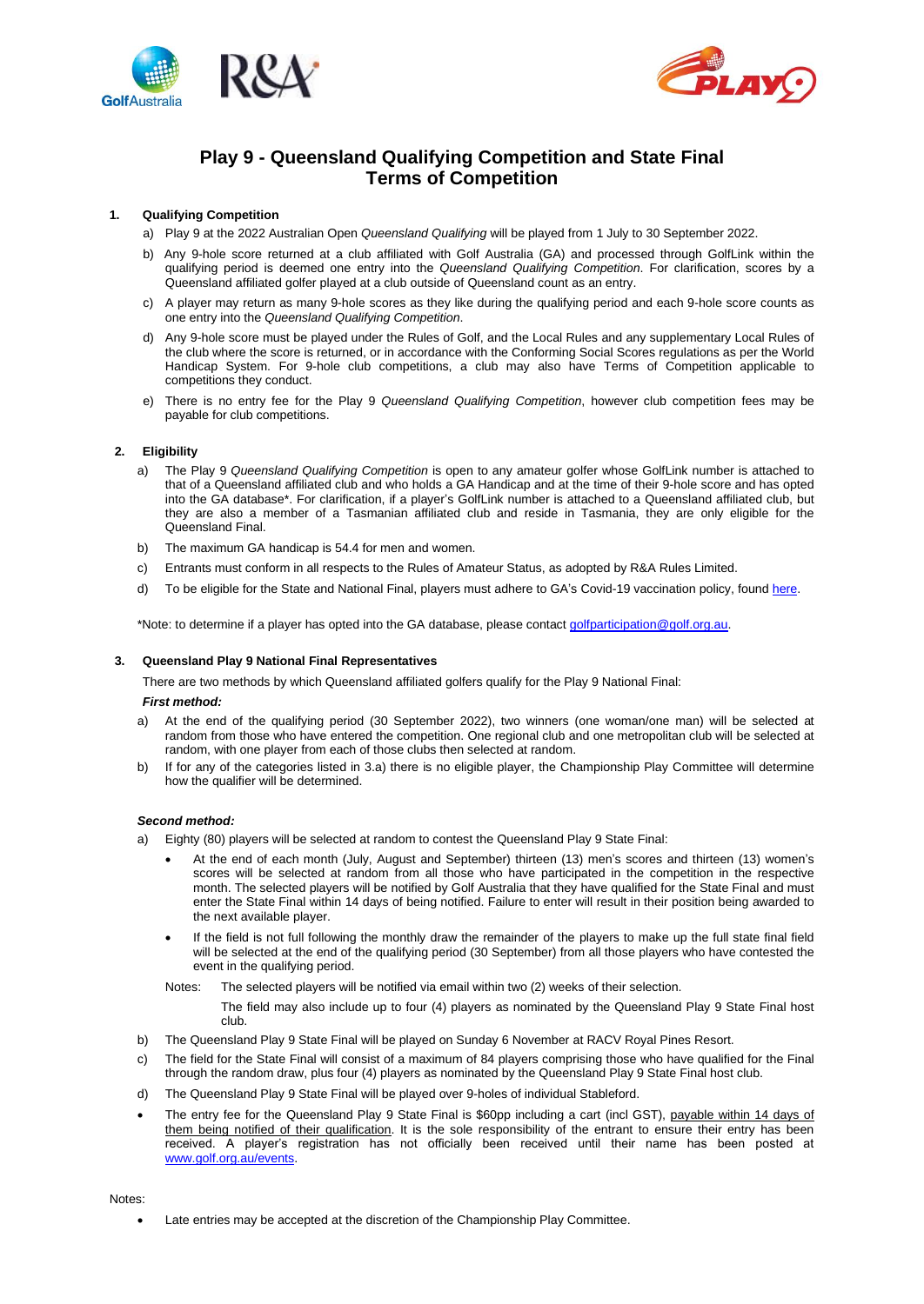# Play 9 - Queensland Qualifying Competition and State Final Terms of Competition

## 1. Qualifying Competition

a) Play 9 at the 2022 Australian Open *Queensland Qualifying* will be played from 1 July to 30 September 2022.

b) Any 9-hole score returned at a club affiliated with Golf Australia (GA) and processed through GolfLink within the qualifying period is deemed one entry into the *Queensland Qualifying Competition*. For clarification, scores by a Queensland affiliated golfer played at a club outside of Queensland count as an entry.

c) A player may return as many 9-hole scores as they like during the qualifying period and each 9-hole score counts as one entry into the *Queensland Qualifying Competition*.

d) Any 9-hole score must be played under the Rules of Golf, and the Local Rules and any supplementary Local Rules of the club where the score is returned, or in accordance with the Conforming Social Scores regulations as per the World Handicap System. For 9-hole club competitions, a club may also have Terms of Competition applicable to competitions they conduct.

e) There is no entry fee for the Play 9 *Queensland Qualifying Competition*, however club competition fees may be payable for club competitions.

## 2. Eligibility

a) The Play 9 *Queensland Qualifying Competition* is open to any amateur golfer whose GolfLink number is attached to that of a Queensland affiliated club and who holds a GA Handicap and at the time of their 9-hole score and has opted into the GA database*. For clarification, if a player's GolfLink number is attached to a Queensland affiliated club, but they are also a member of a Tasmanian affiliated club and reside in Tasmania, they are only eligible for the Queensland Final.

b) The maximum GA handicap is 54.4 for men and women.

c) Entrants must conform in all respects to the Rules of Amateur Status, as adopted by R&A Rules Limited.

d) To be eligible for the State and National Final, players must adhere to GA's Covid-19 vaccination policy, found here.

*Note: to determine if a player has opted into the GA database, please contact golfparticipation@golf.org.au.

## 3. Queensland Play 9 National Final Representatives

There are two methods by which Queensland affiliated golfers qualify for the Play 9 National Final:

***First method:***

a) At the end of the qualifying period (30 September 2022), two winners (one woman/one man) will be selected at random from those who have entered the competition. One regional club and one metropolitan club will be selected at random, with one player from each of those clubs then selected at random.

b) If for any of the categories listed in 3.a) there is no eligible player, the Championship Play Committee will determine how the qualifier will be determined.

***Second method:***

a) Eighty (80) players will be selected at random to contest the Queensland Play 9 State Final:

- At the end of each month (July, August and September) thirteen (13) men's scores and thirteen (13) women's scores will be selected at random from all those who have participated in the competition in the respective month. The selected players will be notified by Golf Australia that they have qualified for the State Final and must enter the State Final within 14 days of being notified. Failure to enter will result in their position being awarded to the next available player.
- If the field is not full following the monthly draw the remainder of the players to make up the full state final field will be selected at the end of the qualifying period (30 September) from all those players who have contested the event in the qualifying period.

Notes: The selected players will be notified via email within two (2) weeks of their selection.

The field may also include up to four (4) players as nominated by the Queensland Play 9 State Final host club.

b) The Queensland Play 9 State Final will be played on Sunday 6 November at RACV Royal Pines Resort.

c) The field for the State Final will consist of a maximum of 84 players comprising those who have qualified for the Final through the random draw, plus four (4) players as nominated by the Queensland Play 9 State Final host club.

d) The Queensland Play 9 State Final will be played over 9-holes of individual Stableford.

- The entry fee for the Queensland Play 9 State Final is $60pp including a cart (incl GST), payable within 14 days of them being notified of their qualification. It is the sole responsibility of the entrant to ensure their entry has been received. A player's registration has not officially been received until their name has been posted at www.golf.org.au/events.

Notes:

- Late entries may be accepted at the discretion of the Championship Play Committee.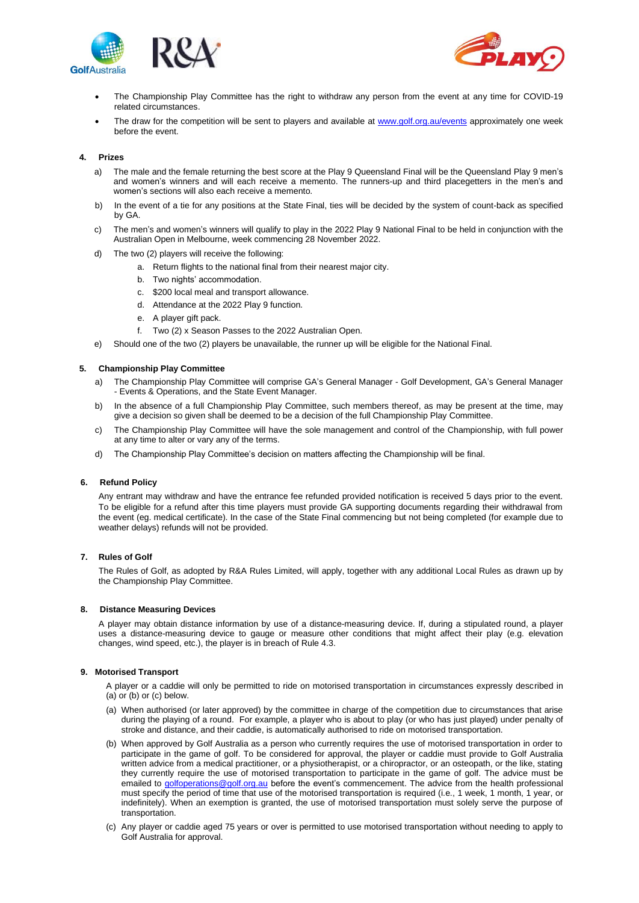- The Championship Play Committee has the right to withdraw any person from the event at any time for COVID-19 related circumstances.
- The draw for the competition will be sent to players and available at www.golf.org.au/events approximately one week before the event.

**4. Prizes**

a) The male and the female returning the best score at the Play 9 Queensland Final will be the Queensland Play 9 men's and women's winners and will each receive a memento. The runners-up and third placegetters in the men's and women's sections will also each receive a memento.

b) In the event of a tie for any positions at the State Final, ties will be decided by the system of count-back as specified by GA.

c) The men's and women's winners will qualify to play in the 2022 Play 9 National Final to be held in conjunction with the Australian Open in Melbourne, week commencing 28 November 2022.

d) The two (2) players will receive the following:

   a. Return flights to the national final from their nearest major city.
   b. Two nights' accommodation.
   c. $200 local meal and transport allowance.
   d. Attendance at the 2022 Play 9 function.
   e. A player gift pack.
   f. Two (2) x Season Passes to the 2022 Australian Open.

e) Should one of the two (2) players be unavailable, the runner up will be eligible for the National Final.

**5. Championship Play Committee**

a) The Championship Play Committee will comprise GA's General Manager - Golf Development, GA's General Manager - Events & Operations, and the State Event Manager.

b) In the absence of a full Championship Play Committee, such members thereof, as may be present at the time, may give a decision so given shall be deemed to be a decision of the full Championship Play Committee.

c) The Championship Play Committee will have the sole management and control of the Championship, with full power at any time to alter or vary any of the terms.

d) The Championship Play Committee's decision on matters affecting the Championship will be final.

**6. Refund Policy**

Any entrant may withdraw and have the entrance fee refunded provided notification is received 5 days prior to the event. To be eligible for a refund after this time players must provide GA supporting documents regarding their withdrawal from the event (eg. medical certificate). In the case of the State Final commencing but not being completed (for example due to weather delays) refunds will not be provided.

**7. Rules of Golf**

The Rules of Golf, as adopted by R&A Rules Limited, will apply, together with any additional Local Rules as drawn up by the Championship Play Committee.

**8. Distance Measuring Devices**

A player may obtain distance information by use of a distance-measuring device. If, during a stipulated round, a player uses a distance-measuring device to gauge or measure other conditions that might affect their play (e.g. elevation changes, wind speed, etc.), the player is in breach of Rule 4.3.

**9. Motorised Transport**

A player or a caddie will only be permitted to ride on motorised transportation in circumstances expressly described in (a) or (b) or (c) below.

(a) When authorised (or later approved) by the committee in charge of the competition due to circumstances that arise during the playing of a round. For example, a player who is about to play (or who has just played) under penalty of stroke and distance, and their caddie, is automatically authorised to ride on motorised transportation.

(b) When approved by Golf Australia as a person who currently requires the use of motorised transportation in order to participate in the game of golf. To be considered for approval, the player or caddie must provide to Golf Australia written advice from a medical practitioner, or a physiotherapist, or a chiropractor, or an osteopath, or the like, stating they currently require the use of motorised transportation to participate in the game of golf. The advice must be emailed to golfoperations@golf.org.au before the event's commencement. The advice from the health professional must specify the period of time that use of the motorised transportation is required (i.e., 1 week, 1 month, 1 year, or indefinitely). When an exemption is granted, the use of motorised transportation must solely serve the purpose of transportation.

(c) Any player or caddie aged 75 years or over is permitted to use motorised transportation without needing to apply to Golf Australia for approval.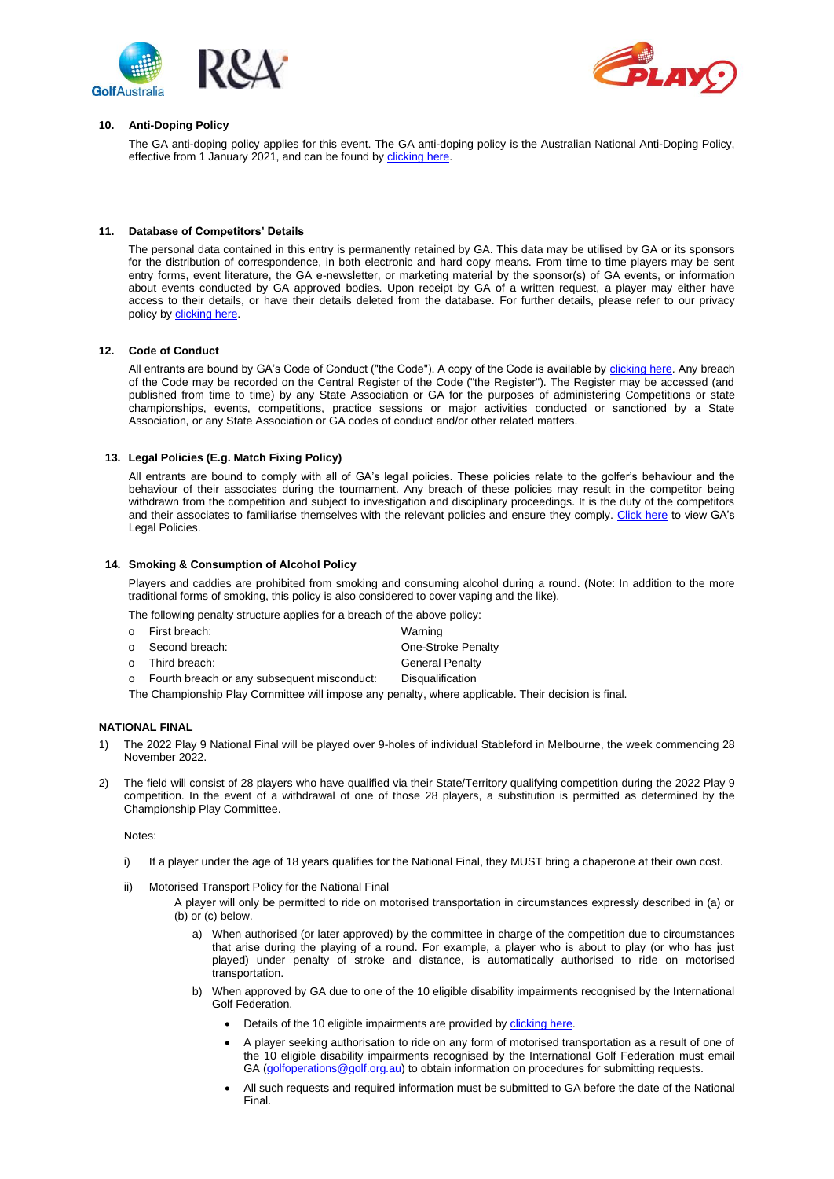### 10. Anti-Doping Policy

The GA anti-doping policy applies for this event. The GA anti-doping policy is the Australian National Anti-Doping Policy, effective from 1 January 2021, and can be found by clicking here.

### 11. Database of Competitors' Details

The personal data contained in this entry is permanently retained by GA. This data may be utilised by GA or its sponsors for the distribution of correspondence, in both electronic and hard copy means. From time to time players may be sent entry forms, event literature, the GA e-newsletter, or marketing material by the sponsor(s) of GA events, or information about events conducted by GA approved bodies. Upon receipt by GA of a written request, a player may either have access to their details, or have their details deleted from the database. For further details, please refer to our privacy policy by clicking here.

### 12. Code of Conduct

All entrants are bound by GA's Code of Conduct ("the Code"). A copy of the Code is available by clicking here. Any breach of the Code may be recorded on the Central Register of the Code ("the Register"). The Register may be accessed (and published from time to time) by any State Association or GA for the purposes of administering Competitions or state championships, events, competitions, practice sessions or major activities conducted or sanctioned by a State Association, or any State Association or GA codes of conduct and/or other related matters.

### 13. Legal Policies (E.g. Match Fixing Policy)

All entrants are bound to comply with all of GA's legal policies. These policies relate to the golfer's behaviour and the behaviour of their associates during the tournament. Any breach of these policies may result in the competitor being withdrawn from the competition and subject to investigation and disciplinary proceedings. It is the duty of the competitors and their associates to familiarise themselves with the relevant policies and ensure they comply. Click here to view GA's Legal Policies.

### 14. Smoking & Consumption of Alcohol Policy

Players and caddies are prohibited from smoking and consuming alcohol during a round. (Note: In addition to the more traditional forms of smoking, this policy is also considered to cover vaping and the like).

The following penalty structure applies for a breach of the above policy:

- First breach: Warning
- Second breach: One-Stroke Penalty
- Third breach: General Penalty
- Fourth breach or any subsequent misconduct: Disqualification

The Championship Play Committee will impose any penalty, where applicable. Their decision is final.

## NATIONAL FINAL

1) The 2022 Play 9 National Final will be played over 9-holes of individual Stableford in Melbourne, the week commencing 28 November 2022.

2) The field will consist of 28 players who have qualified via their State/Territory qualifying competition during the 2022 Play 9 competition. In the event of a withdrawal of one of those 28 players, a substitution is permitted as determined by the Championship Play Committee.

Notes:

i) If a player under the age of 18 years qualifies for the National Final, they MUST bring a chaperone at their own cost.

ii) Motorised Transport Policy for the National Final

A player will only be permitted to ride on motorised transportation in circumstances expressly described in (a) or (b) or (c) below.

a) When authorised (or later approved) by the committee in charge of the competition due to circumstances that arise during the playing of a round. For example, a player who is about to play (or who has just played) under penalty of stroke and distance, is automatically authorised to ride on motorised transportation.

b) When approved by GA due to one of the 10 eligible disability impairments recognised by the International Golf Federation.

- Details of the 10 eligible impairments are provided by clicking here.
- A player seeking authorisation to ride on any form of motorised transportation as a result of one of the 10 eligible disability impairments recognised by the International Golf Federation must email GA (golfoperations@golf.org.au) to obtain information on procedures for submitting requests.
- All such requests and required information must be submitted to GA before the date of the National Final.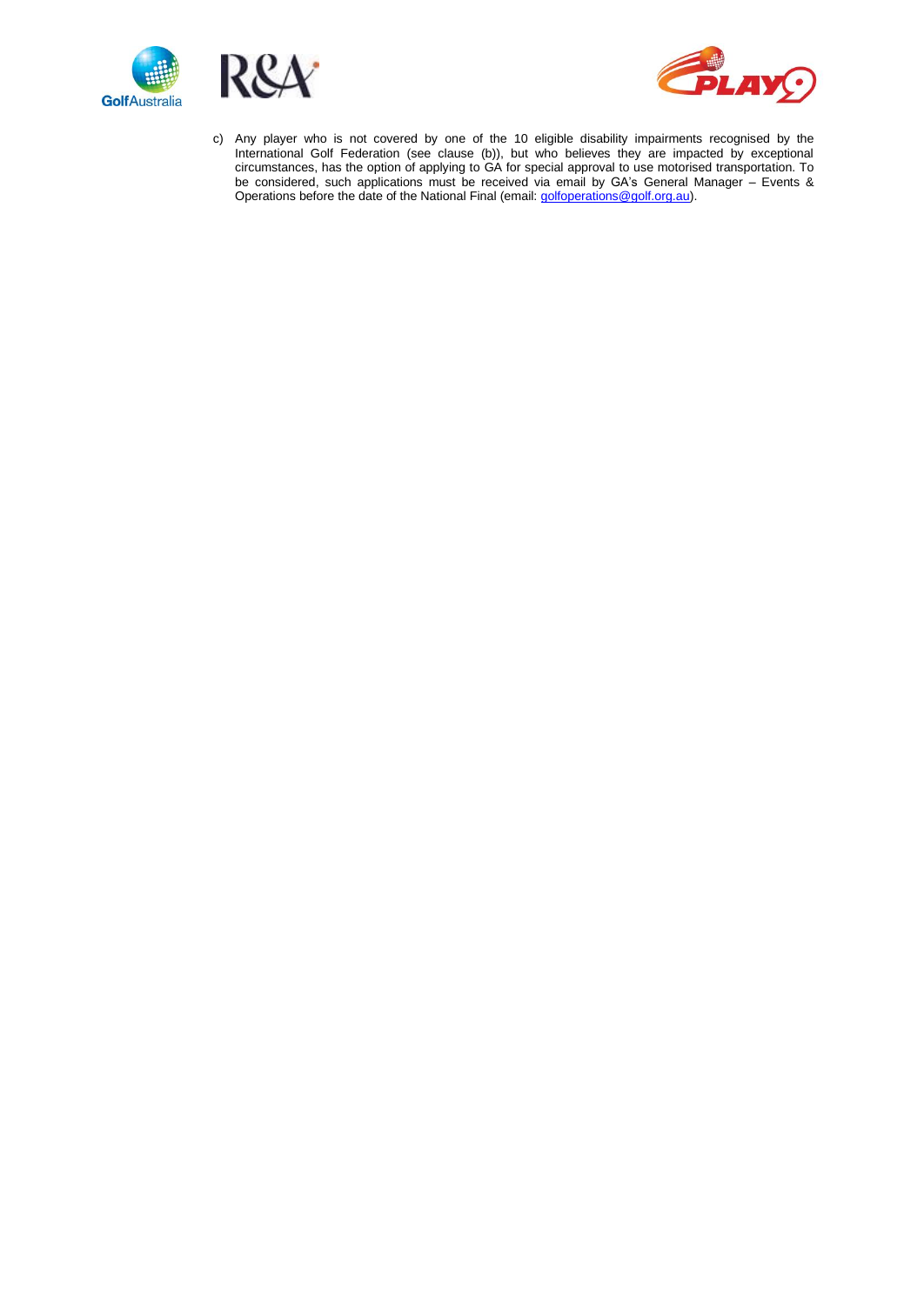c) Any player who is not covered by one of the 10 eligible disability impairments recognised by the International Golf Federation (see clause (b)), but who believes they are impacted by exceptional circumstances, has the option of applying to GA for special approval to use motorised transportation. To be considered, such applications must be received via email by GA's General Manager – Events & Operations before the date of the National Final (email: golfoperations@golf.org.au).